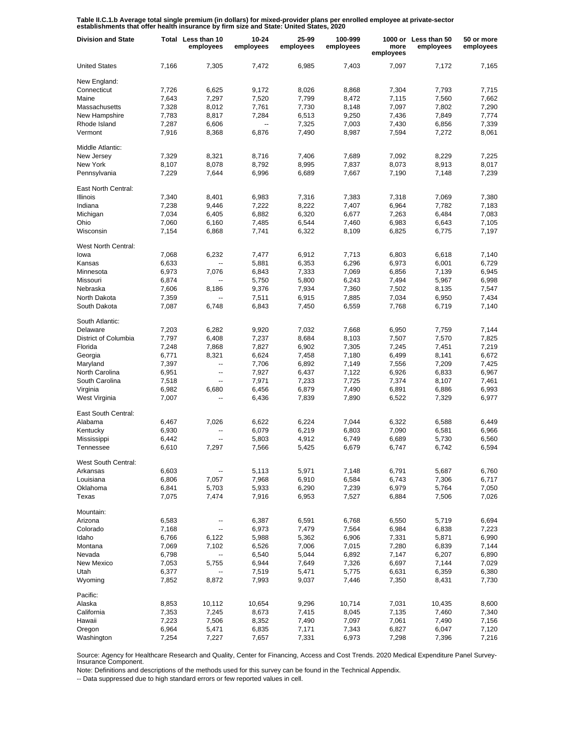**Table II.C.1.b Average total single premium (in dollars) for mixed-provider plans per enrolled employee at private-sector establishments that offer health insurance by firm size and State: United States, 2020**

| Division and State | Total | Less than 10 employees | 10-24 employees | 25-99 employees | 100-999 employees | 1000 or more employees | Less than 50 employees | 50 or more employees |
|---|---|---|---|---|---|---|---|---|
| United States | 7,166 | 7,305 | 7,472 | 6,985 | 7,403 | 7,097 | 7,172 | 7,165 |
| New England: | | | | | | | | |
| Connecticut | 7,726 | 6,625 | 9,172 | 8,026 | 8,868 | 7,304 | 7,793 | 7,715 |
| Maine | 7,643 | 7,297 | 7,520 | 7,799 | 8,472 | 7,115 | 7,560 | 7,662 |
| Massachusetts | 7,328 | 8,012 | 7,761 | 7,730 | 8,148 | 7,097 | 7,802 | 7,290 |
| New Hampshire | 7,783 | 8,817 | 7,284 | 6,513 | 9,250 | 7,436 | 7,849 | 7,774 |
| Rhode Island | 7,287 | 6,606 | -- | 7,325 | 7,003 | 7,430 | 6,856 | 7,339 |
| Vermont | 7,916 | 8,368 | 6,876 | 7,490 | 8,987 | 7,594 | 7,272 | 8,061 |
| Middle Atlantic: | | | | | | | | |
| New Jersey | 7,329 | 8,321 | 8,716 | 7,406 | 7,689 | 7,092 | 8,229 | 7,225 |
| New York | 8,107 | 8,078 | 8,792 | 8,995 | 7,837 | 8,073 | 8,913 | 8,017 |
| Pennsylvania | 7,229 | 7,644 | 6,996 | 6,689 | 7,667 | 7,190 | 7,148 | 7,239 |
| East North Central: | | | | | | | | |
| Illinois | 7,340 | 8,401 | 6,983 | 7,316 | 7,383 | 7,318 | 7,069 | 7,380 |
| Indiana | 7,238 | 9,446 | 7,222 | 8,222 | 7,407 | 6,964 | 7,782 | 7,183 |
| Michigan | 7,034 | 6,405 | 6,882 | 6,320 | 6,677 | 7,263 | 6,484 | 7,083 |
| Ohio | 7,060 | 6,160 | 7,485 | 6,544 | 7,460 | 6,983 | 6,643 | 7,105 |
| Wisconsin | 7,154 | 6,868 | 7,741 | 6,322 | 8,109 | 6,825 | 6,775 | 7,197 |
| West North Central: | | | | | | | | |
| Iowa | 7,068 | 6,232 | 7,477 | 6,912 | 7,713 | 6,803 | 6,618 | 7,140 |
| Kansas | 6,633 | -- | 5,881 | 6,353 | 6,296 | 6,973 | 6,001 | 6,729 |
| Minnesota | 6,973 | 7,076 | 6,843 | 7,333 | 7,069 | 6,856 | 7,139 | 6,945 |
| Missouri | 6,874 | -- | 5,750 | 5,800 | 6,243 | 7,494 | 5,967 | 6,998 |
| Nebraska | 7,606 | 8,186 | 9,376 | 7,934 | 7,360 | 7,502 | 8,135 | 7,547 |
| North Dakota | 7,359 | -- | 7,511 | 6,915 | 7,885 | 7,034 | 6,950 | 7,434 |
| South Dakota | 7,087 | 6,748 | 6,843 | 7,450 | 6,559 | 7,768 | 6,719 | 7,140 |
| South Atlantic: | | | | | | | | |
| Delaware | 7,203 | 6,282 | 9,920 | 7,032 | 7,668 | 6,950 | 7,759 | 7,144 |
| District of Columbia | 7,797 | 6,408 | 7,237 | 8,684 | 8,103 | 7,507 | 7,570 | 7,825 |
| Florida | 7,248 | 7,868 | 7,827 | 6,902 | 7,305 | 7,245 | 7,451 | 7,219 |
| Georgia | 6,771 | 8,321 | 6,624 | 7,458 | 7,180 | 6,499 | 8,141 | 6,672 |
| Maryland | 7,397 | -- | 7,706 | 6,892 | 7,149 | 7,556 | 7,209 | 7,425 |
| North Carolina | 6,951 | -- | 7,927 | 6,437 | 7,122 | 6,926 | 6,833 | 6,967 |
| South Carolina | 7,518 | -- | 7,971 | 7,233 | 7,725 | 7,374 | 8,107 | 7,461 |
| Virginia | 6,982 | 6,680 | 6,456 | 6,879 | 7,490 | 6,891 | 6,886 | 6,993 |
| West Virginia | 7,007 | -- | 6,436 | 7,839 | 7,890 | 6,522 | 7,329 | 6,977 |
| East South Central: | | | | | | | | |
| Alabama | 6,467 | 7,026 | 6,622 | 6,224 | 7,044 | 6,322 | 6,588 | 6,449 |
| Kentucky | 6,930 | -- | 6,079 | 6,219 | 6,803 | 7,090 | 6,581 | 6,966 |
| Mississippi | 6,442 | -- | 5,803 | 4,912 | 6,749 | 6,689 | 5,730 | 6,560 |
| Tennessee | 6,610 | 7,297 | 7,566 | 5,425 | 6,679 | 6,747 | 6,742 | 6,594 |
| West South Central: | | | | | | | | |
| Arkansas | 6,603 | -- | 5,113 | 5,971 | 7,148 | 6,791 | 5,687 | 6,760 |
| Louisiana | 6,806 | 7,057 | 7,968 | 6,910 | 6,584 | 6,743 | 7,306 | 6,717 |
| Oklahoma | 6,841 | 5,703 | 5,933 | 6,290 | 7,239 | 6,979 | 5,764 | 7,050 |
| Texas | 7,075 | 7,474 | 7,916 | 6,953 | 7,527 | 6,884 | 7,506 | 7,026 |
| Mountain: | | | | | | | | |
| Arizona | 6,583 | -- | 6,387 | 6,591 | 6,768 | 6,550 | 5,719 | 6,694 |
| Colorado | 7,168 | -- | 6,973 | 7,479 | 7,564 | 6,984 | 6,838 | 7,223 |
| Idaho | 6,766 | 6,122 | 5,988 | 5,362 | 6,906 | 7,331 | 5,871 | 6,990 |
| Montana | 7,069 | 7,102 | 6,526 | 7,006 | 7,015 | 7,280 | 6,839 | 7,144 |
| Nevada | 6,798 | -- | 6,540 | 5,044 | 6,892 | 7,147 | 6,207 | 6,890 |
| New Mexico | 7,053 | 5,755 | 6,944 | 7,649 | 7,326 | 6,697 | 7,144 | 7,029 |
| Utah | 6,377 | -- | 7,519 | 5,471 | 5,775 | 6,631 | 6,359 | 6,380 |
| Wyoming | 7,852 | 8,872 | 7,993 | 9,037 | 7,446 | 7,350 | 8,431 | 7,730 |
| Pacific: | | | | | | | | |
| Alaska | 8,853 | 10,112 | 10,654 | 9,296 | 10,714 | 7,031 | 10,435 | 8,600 |
| California | 7,353 | 7,245 | 8,673 | 7,415 | 8,045 | 7,135 | 7,460 | 7,340 |
| Hawaii | 7,223 | 7,506 | 8,352 | 7,490 | 7,097 | 7,061 | 7,490 | 7,156 |
| Oregon | 6,964 | 5,471 | 6,835 | 7,171 | 7,343 | 6,827 | 6,047 | 7,120 |
| Washington | 7,254 | 7,227 | 7,657 | 7,331 | 6,973 | 7,298 | 7,396 | 7,216 |

Source: Agency for Healthcare Research and Quality, Center for Financing, Access and Cost Trends. 2020 Medical Expenditure Panel Survey-Insurance Component.

Note: Definitions and descriptions of the methods used for this survey can be found in the Technical Appendix.

-- Data suppressed due to high standard errors or few reported values in cell.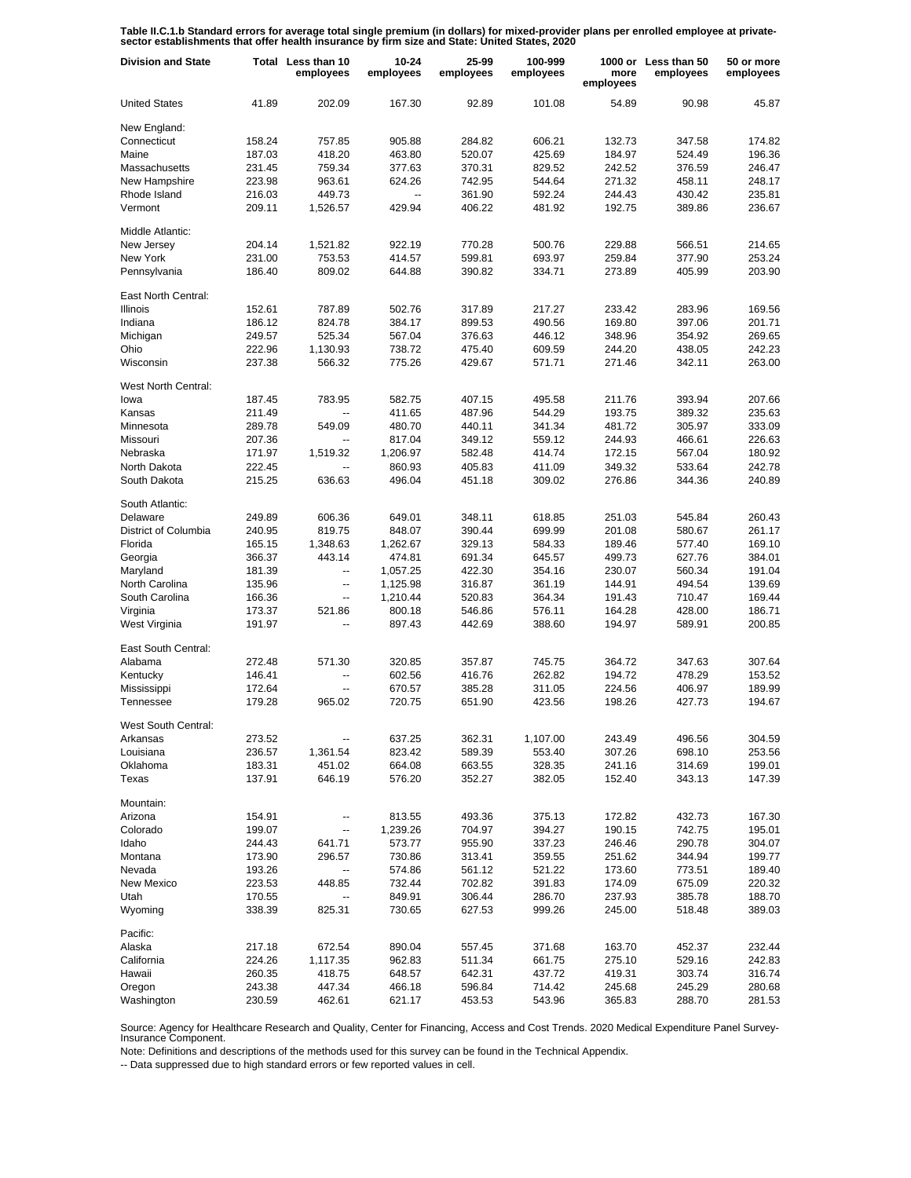**Table II.C.1.b Standard errors for average total single premium (in dollars) for mixed-provider plans per enrolled employee at private-sector establishments that offer health insurance by firm size and State: United States, 2020**

| Division and State | Total | Less than 10 employees | 10-24 employees | 25-99 employees | 100-999 employees | 1000 or more employees | Less than 50 employees | 50 or more employees |
|---|---|---|---|---|---|---|---|---|
| United States | 41.89 | 202.09 | 167.30 | 92.89 | 101.08 | 54.89 | 90.98 | 45.87 |
| New England: | | | | | | | | |
| Connecticut | 158.24 | 757.85 | 905.88 | 284.82 | 606.21 | 132.73 | 347.58 | 174.82 |
| Maine | 187.03 | 418.20 | 463.80 | 520.07 | 425.69 | 184.97 | 524.49 | 196.36 |
| Massachusetts | 231.45 | 759.34 | 377.63 | 370.31 | 829.52 | 242.52 | 376.59 | 246.47 |
| New Hampshire | 223.98 | 963.61 | 624.26 | 742.95 | 544.64 | 271.32 | 458.11 | 248.17 |
| Rhode Island | 216.03 | 449.73 | -- | 361.90 | 592.24 | 244.43 | 430.42 | 235.81 |
| Vermont | 209.11 | 1,526.57 | 429.94 | 406.22 | 481.92 | 192.75 | 389.86 | 236.67 |
| Middle Atlantic: | | | | | | | | |
| New Jersey | 204.14 | 1,521.82 | 922.19 | 770.28 | 500.76 | 229.88 | 566.51 | 214.65 |
| New York | 231.00 | 753.53 | 414.57 | 599.81 | 693.97 | 259.84 | 377.90 | 253.24 |
| Pennsylvania | 186.40 | 809.02 | 644.88 | 390.82 | 334.71 | 273.89 | 405.99 | 203.90 |
| East North Central: | | | | | | | | |
| Illinois | 152.61 | 787.89 | 502.76 | 317.89 | 217.27 | 233.42 | 283.96 | 169.56 |
| Indiana | 186.12 | 824.78 | 384.17 | 899.53 | 490.56 | 169.80 | 397.06 | 201.71 |
| Michigan | 249.57 | 525.34 | 567.04 | 376.63 | 446.12 | 348.96 | 354.92 | 269.65 |
| Ohio | 222.96 | 1,130.93 | 738.72 | 475.40 | 609.59 | 244.20 | 438.05 | 242.23 |
| Wisconsin | 237.38 | 566.32 | 775.26 | 429.67 | 571.71 | 271.46 | 342.11 | 263.00 |
| West North Central: | | | | | | | | |
| Iowa | 187.45 | 783.95 | 582.75 | 407.15 | 495.58 | 211.76 | 393.94 | 207.66 |
| Kansas | 211.49 | -- | 411.65 | 487.96 | 544.29 | 193.75 | 389.32 | 235.63 |
| Minnesota | 289.78 | 549.09 | 480.70 | 440.11 | 341.34 | 481.72 | 305.97 | 333.09 |
| Missouri | 207.36 | -- | 817.04 | 349.12 | 559.12 | 244.93 | 466.61 | 226.63 |
| Nebraska | 171.97 | 1,519.32 | 1,206.97 | 582.48 | 414.74 | 172.15 | 567.04 | 180.92 |
| North Dakota | 222.45 | -- | 860.93 | 405.83 | 411.09 | 349.32 | 533.64 | 242.78 |
| South Dakota | 215.25 | 636.63 | 496.04 | 451.18 | 309.02 | 276.86 | 344.36 | 240.89 |
| South Atlantic: | | | | | | | | |
| Delaware | 249.89 | 606.36 | 649.01 | 348.11 | 618.85 | 251.03 | 545.84 | 260.43 |
| District of Columbia | 240.95 | 819.75 | 848.07 | 390.44 | 699.99 | 201.08 | 580.67 | 261.17 |
| Florida | 165.15 | 1,348.63 | 1,262.67 | 329.13 | 584.33 | 189.46 | 577.40 | 169.10 |
| Georgia | 366.37 | 443.14 | 474.81 | 691.34 | 645.57 | 499.73 | 627.76 | 384.01 |
| Maryland | 181.39 | -- | 1,057.25 | 422.30 | 354.16 | 230.07 | 560.34 | 191.04 |
| North Carolina | 135.96 | -- | 1,125.98 | 316.87 | 361.19 | 144.91 | 494.54 | 139.69 |
| South Carolina | 166.36 | -- | 1,210.44 | 520.83 | 364.34 | 191.43 | 710.47 | 169.44 |
| Virginia | 173.37 | 521.86 | 800.18 | 546.86 | 576.11 | 164.28 | 428.00 | 186.71 |
| West Virginia | 191.97 | -- | 897.43 | 442.69 | 388.60 | 194.97 | 589.91 | 200.85 |
| East South Central: | | | | | | | | |
| Alabama | 272.48 | 571.30 | 320.85 | 357.87 | 745.75 | 364.72 | 347.63 | 307.64 |
| Kentucky | 146.41 | -- | 602.56 | 416.76 | 262.82 | 194.72 | 478.29 | 153.52 |
| Mississippi | 172.64 | -- | 670.57 | 385.28 | 311.05 | 224.56 | 406.97 | 189.99 |
| Tennessee | 179.28 | 965.02 | 720.75 | 651.90 | 423.56 | 198.26 | 427.73 | 194.67 |
| West South Central: | | | | | | | | |
| Arkansas | 273.52 | -- | 637.25 | 362.31 | 1,107.00 | 243.49 | 496.56 | 304.59 |
| Louisiana | 236.57 | 1,361.54 | 823.42 | 589.39 | 553.40 | 307.26 | 698.10 | 253.56 |
| Oklahoma | 183.31 | 451.02 | 664.08 | 663.55 | 328.35 | 241.16 | 314.69 | 199.01 |
| Texas | 137.91 | 646.19 | 576.20 | 352.27 | 382.05 | 152.40 | 343.13 | 147.39 |
| Mountain: | | | | | | | | |
| Arizona | 154.91 | -- | 813.55 | 493.36 | 375.13 | 172.82 | 432.73 | 167.30 |
| Colorado | 199.07 | -- | 1,239.26 | 704.97 | 394.27 | 190.15 | 742.75 | 195.01 |
| Idaho | 244.43 | 641.71 | 573.77 | 955.90 | 337.23 | 246.46 | 290.78 | 304.07 |
| Montana | 173.90 | 296.57 | 730.86 | 313.41 | 359.55 | 251.62 | 344.94 | 199.77 |
| Nevada | 193.26 | -- | 574.86 | 561.12 | 521.22 | 173.60 | 773.51 | 189.40 |
| New Mexico | 223.53 | 448.85 | 732.44 | 702.82 | 391.83 | 174.09 | 675.09 | 220.32 |
| Utah | 170.55 | -- | 849.91 | 306.44 | 286.70 | 237.93 | 385.78 | 188.70 |
| Wyoming | 338.39 | 825.31 | 730.65 | 627.53 | 999.26 | 245.00 | 518.48 | 389.03 |
| Pacific: | | | | | | | | |
| Alaska | 217.18 | 672.54 | 890.04 | 557.45 | 371.68 | 163.70 | 452.37 | 232.44 |
| California | 224.26 | 1,117.35 | 962.83 | 511.34 | 661.75 | 275.10 | 529.16 | 242.83 |
| Hawaii | 260.35 | 418.75 | 648.57 | 642.31 | 437.72 | 419.31 | 303.74 | 316.74 |
| Oregon | 243.38 | 447.34 | 466.18 | 596.84 | 714.42 | 245.68 | 245.29 | 280.68 |
| Washington | 230.59 | 462.61 | 621.17 | 453.53 | 543.96 | 365.83 | 288.70 | 281.53 |

Source: Agency for Healthcare Research and Quality, Center for Financing, Access and Cost Trends. 2020 Medical Expenditure Panel Survey-Insurance Component.

Note: Definitions and descriptions of the methods used for this survey can be found in the Technical Appendix.

-- Data suppressed due to high standard errors or few reported values in cell.